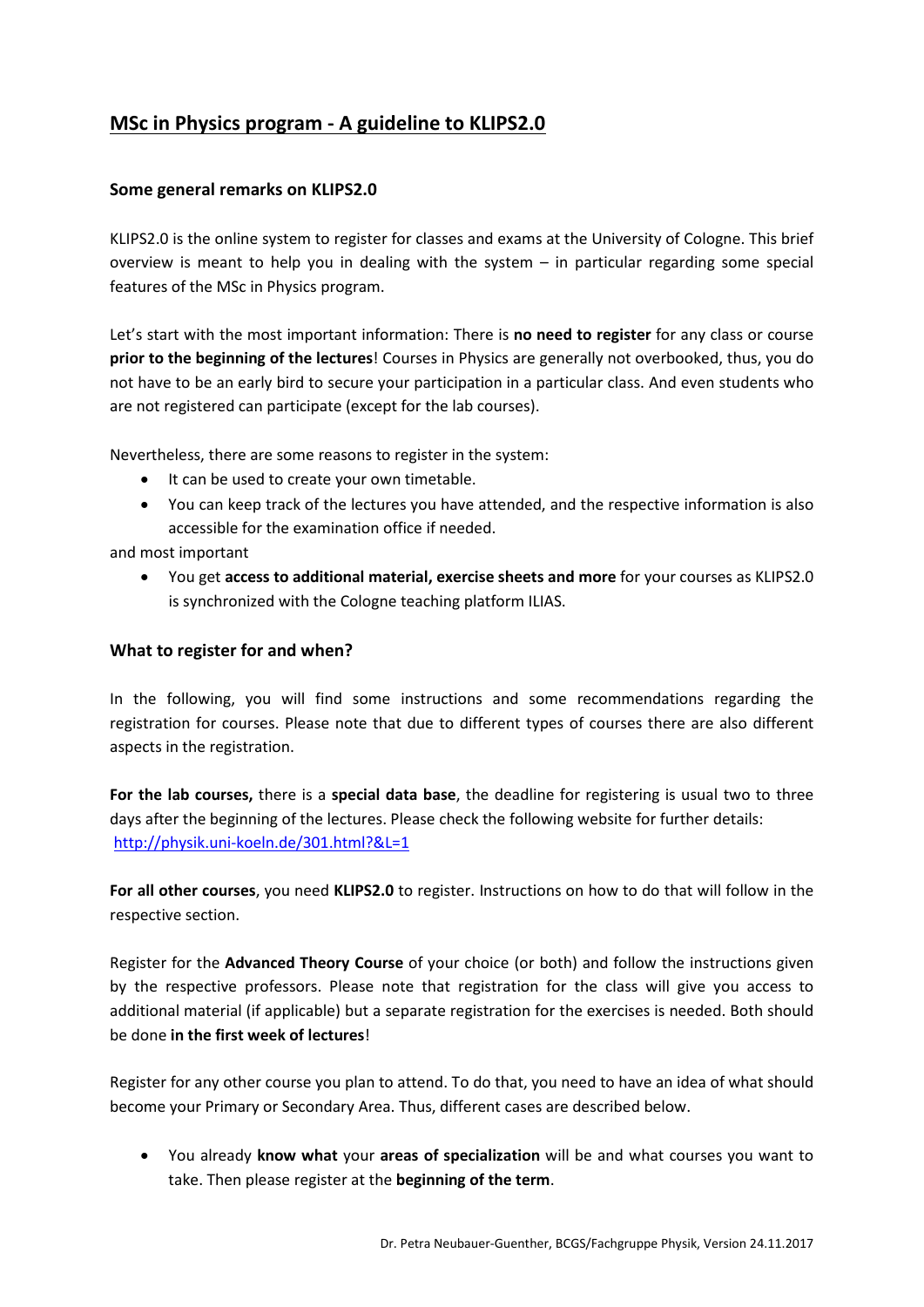# MSc in Physics program - A guideline to KLIPS2.0

## Some general remarks on KLIPS2.0

KLIPS2.0 is the online system to register for classes and exams at the University of Cologne. This brief overview is meant to help you in dealing with the system – in particular regarding some special features of the MSc in Physics program.

Let's start with the most important information: There is **no need to register** for any class or course **prior to the beginning of the lectures**! Courses in Physics are generally not overbooked, thus, you do not have to be an early bird to secure your participation in a particular class. And even students who are not registered can participate (except for the lab courses).

Nevertheless, there are some reasons to register in the system:

- It can be used to create your own timetable.
- You can keep track of the lectures you have attended, and the respective information is also accessible for the examination office if needed.

and most important

- You get **access to additional material, exercise sheets and more** for your courses as KLIPS2.0 is synchronized with the Cologne teaching platform ILIAS.

## What to register for and when?

In the following, you will find some instructions and some recommendations regarding the registration for courses. Please note that due to different types of courses there are also different aspects in the registration.

**For the lab courses,** there is a **special data base**, the deadline for registering is usual two to three days after the beginning of the lectures. Please check the following website for further details: [http://physik.uni-koeln.de/301.html?&L=1](http://physik.uni-koeln.de/301.html?&L=1)

**For all other courses**, you need **KLIPS2.0** to register. Instructions on how to do that will follow in the respective section.

Register for the **Advanced Theory Course** of your choice (or both) and follow the instructions given by the respective professors. Please note that registration for the class will give you access to additional material (if applicable) but a separate registration for the exercises is needed. Both should be done **in the first week of lectures**!

Register for any other course you plan to attend. To do that, you need to have an idea of what should become your Primary or Secondary Area. Thus, different cases are described below.

- You already **know what** your **areas of specialization** will be and what courses you want to take. Then please register at the **beginning of the term**.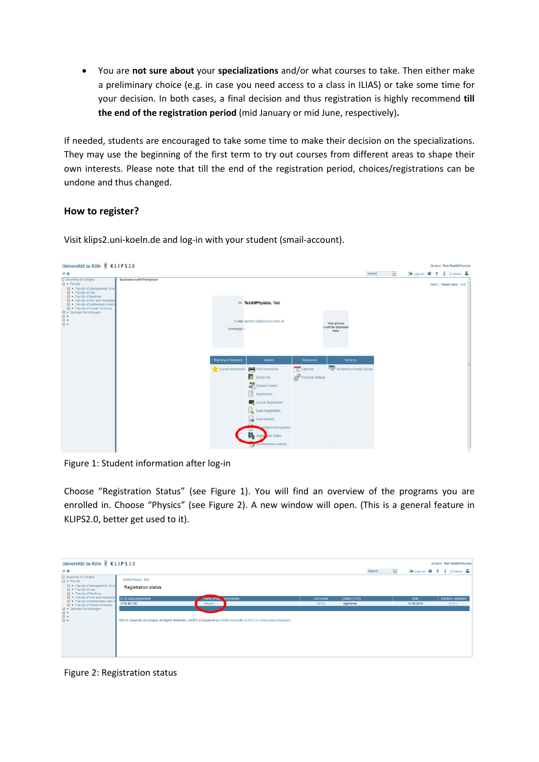- You are **not sure about** your **specializations** and/or what courses to take. Then either make a preliminary choice (e.g. in case you need access to a class in ILIAS) or take some time for your decision. In both cases, a final decision and thus registration is highly recommend **till the end of the registration period** (mid January or mid June, respectively)**.**

If needed, students are encouraged to take some time to make their decision on the specializations. They may use the beginning of the first term to try out courses from different areas to shape their own interests. Please note that till the end of the registration period, choices/registrations can be undone and thus changed.

### How to register?

Visit klips2.uni-koeln.de and log-in with your student (smail-account).

Figure 1: Student information after log-in

Choose "Registration Status" (see Figure 1). You will find an overview of the programs you are enrolled in. Choose "Physics" (see Figure 2). A new window will open. (This is a general feature in KLIPS2.0, better get used to it).

Figure 2: Registration status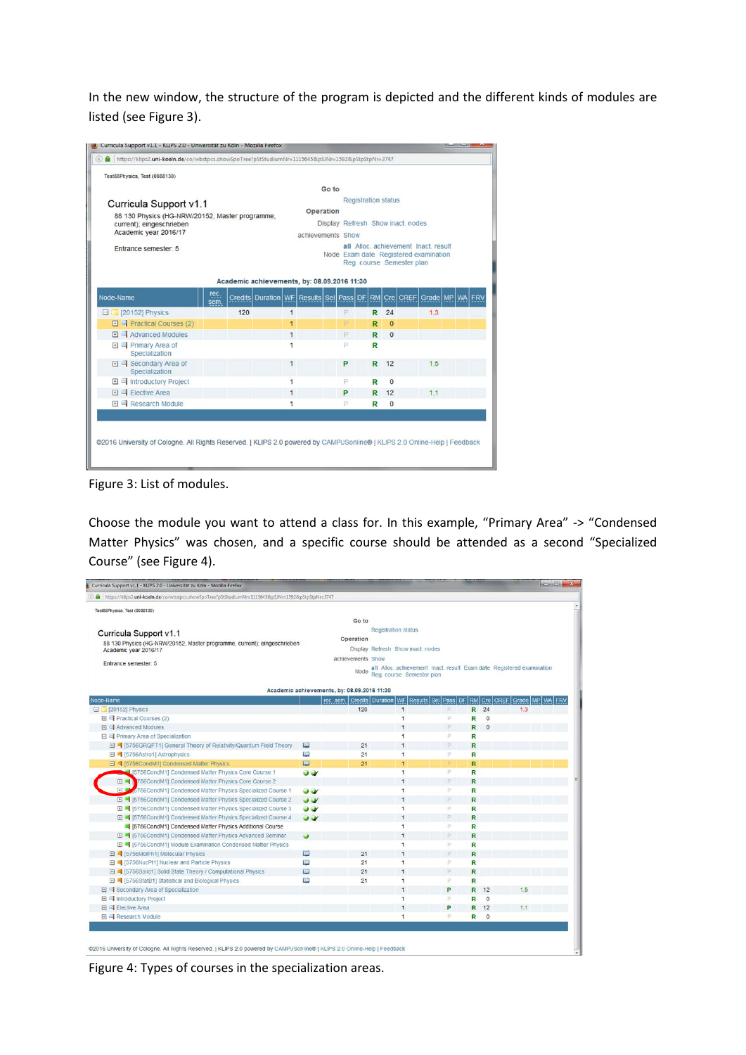In the new window, the structure of the program is depicted and the different kinds of modules are listed (see Figure 3).

Figure 3: List of modules.

Choose the module you want to attend a class for. In this example, “Primary Area” -> “Condensed Matter Physics” was chosen, and a specific course should be attended as a second “Specialized Course” (see Figure 4).

Figure 4: Types of courses in the specialization areas.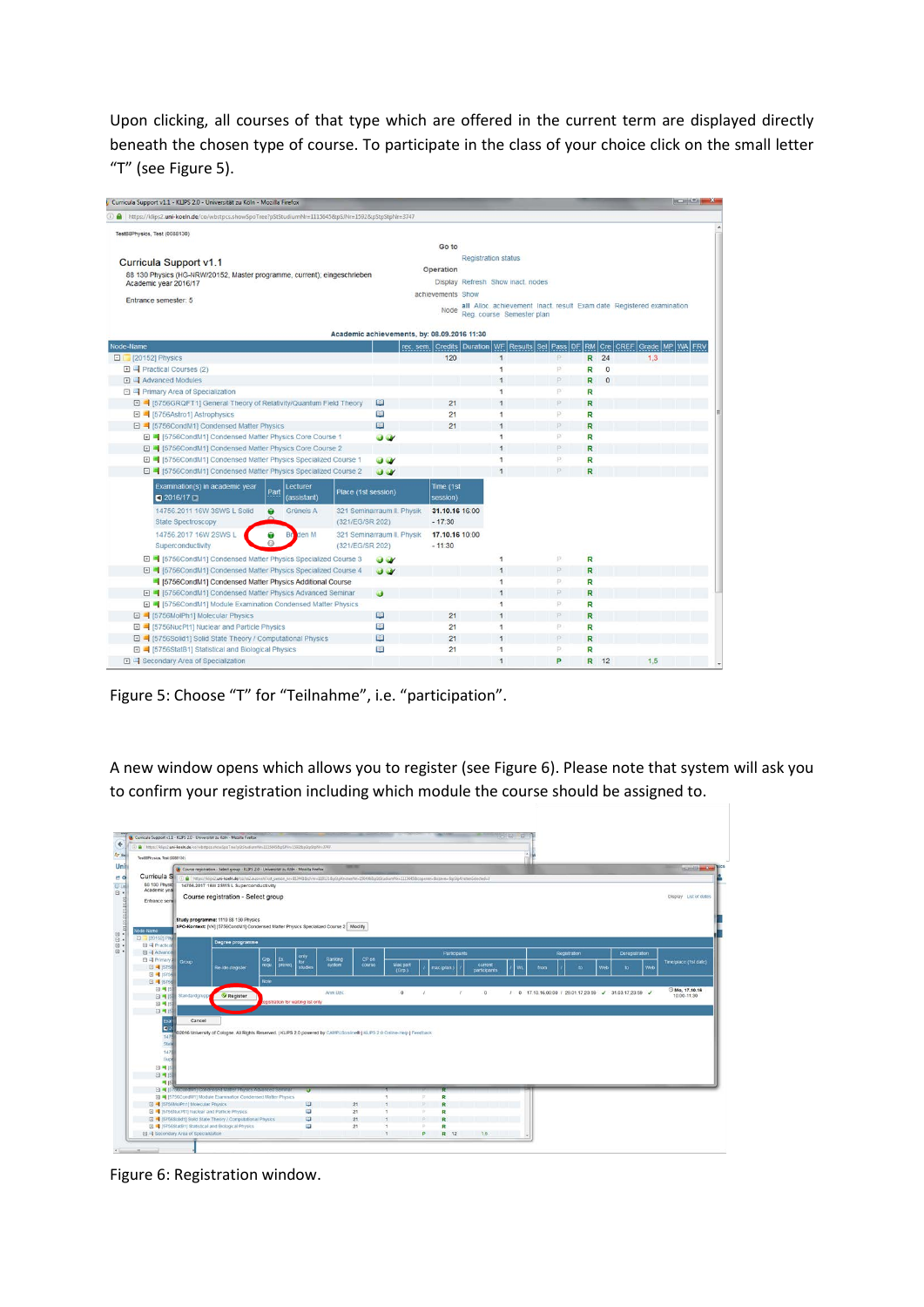Upon clicking, all courses of that type which are offered in the current term are displayed directly beneath the chosen type of course. To participate in the class of your choice click on the small letter "T" (see Figure 5).

Figure 5: Choose "T" for "Teilnahme", i.e. "participation".

A new window opens which allows you to register (see Figure 6). Please note that system will ask you to confirm your registration including which module the course should be assigned to.

Figure 6: Registration window.